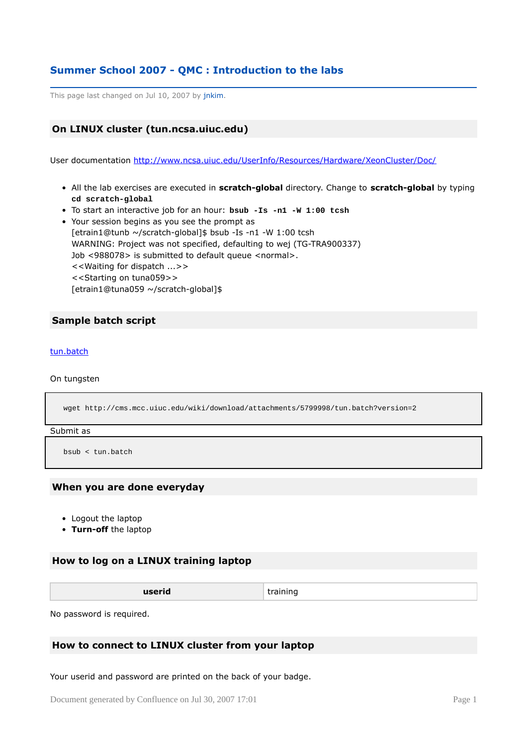# Summer School 2007 - QMC : Introduction to the labs

This page last changed on Jul 10, 2007 by jnkim.

## On LINUX cluster (tun.ncsa.uiuc.edu)

User documentation http://www.ncsa.uiuc.edu/UserInfo/Resources/Hardware/XeonCluster/Doc/

- All the lab exercises are executed in **scratch-global** directory. Change to **scratch-global** by typing **`cd scratch-global`**
- To start an interactive job for an hour: **`bsub -Is -n1 -W 1:00 tcsh`**
- Your session begins as you see the prompt as
  [etrain1@tunb ~/scratch-global]$ bsub -Is -n1 -W 1:00 tcsh
  WARNING: Project was not specified, defaulting to wej (TG-TRA900337)
  Job <988078> is submitted to default queue <normal>.
  <<Waiting for dispatch ...>>
  <<Starting on tuna059>>
  [etrain1@tuna059 ~/scratch-global]$

## Sample batch script

tun.batch

On tungsten

```
wget http://cms.mcc.uiuc.edu/wiki/download/attachments/5799998/tun.batch?version=2
```

Submit as

```
bsub < tun.batch
```

## When you are done everyday

- Logout the laptop
- **Turn-off** the laptop

## How to log on a LINUX training laptop

| userid | training |
|---|---|

No password is required.

## How to connect to LINUX cluster from your laptop

Your userid and password are printed on the back of your badge.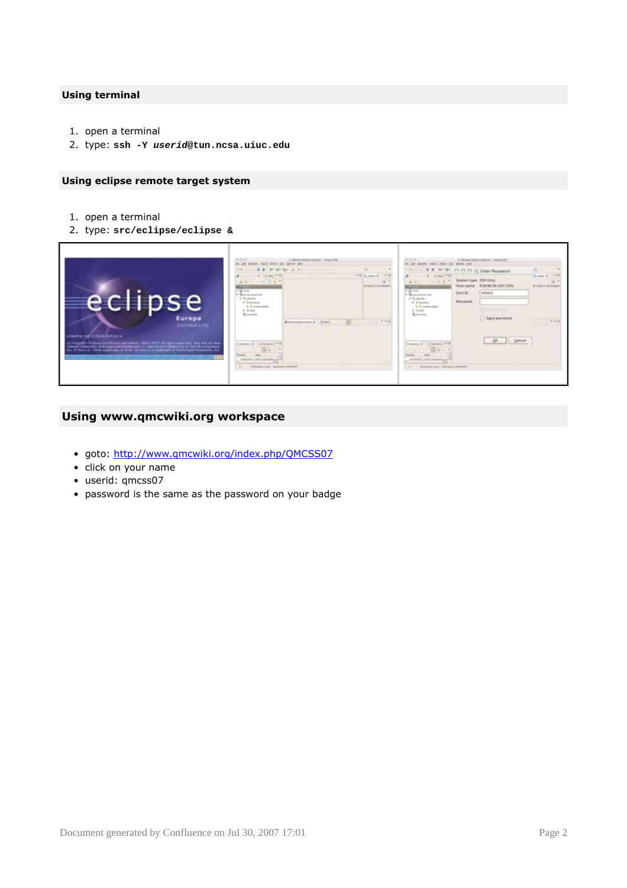### Using terminal

1. open a terminal
2. type: **ssh -Y *userid*@tun.ncsa.uiuc.edu**

### Using eclipse remote target system

1. open a terminal
2. type: **src/eclipse/eclipse &**

## Using www.qmcwiki.org workspace

- goto: [http://www.qmcwiki.org/index.php/QMCSS07](http://www.qmcwiki.org/index.php/QMCSS07)
- click on your name
- userid: qmcss07
- password is the same as the password on your badge

Document generated by Confluence on Jul 30, 2007 17:01